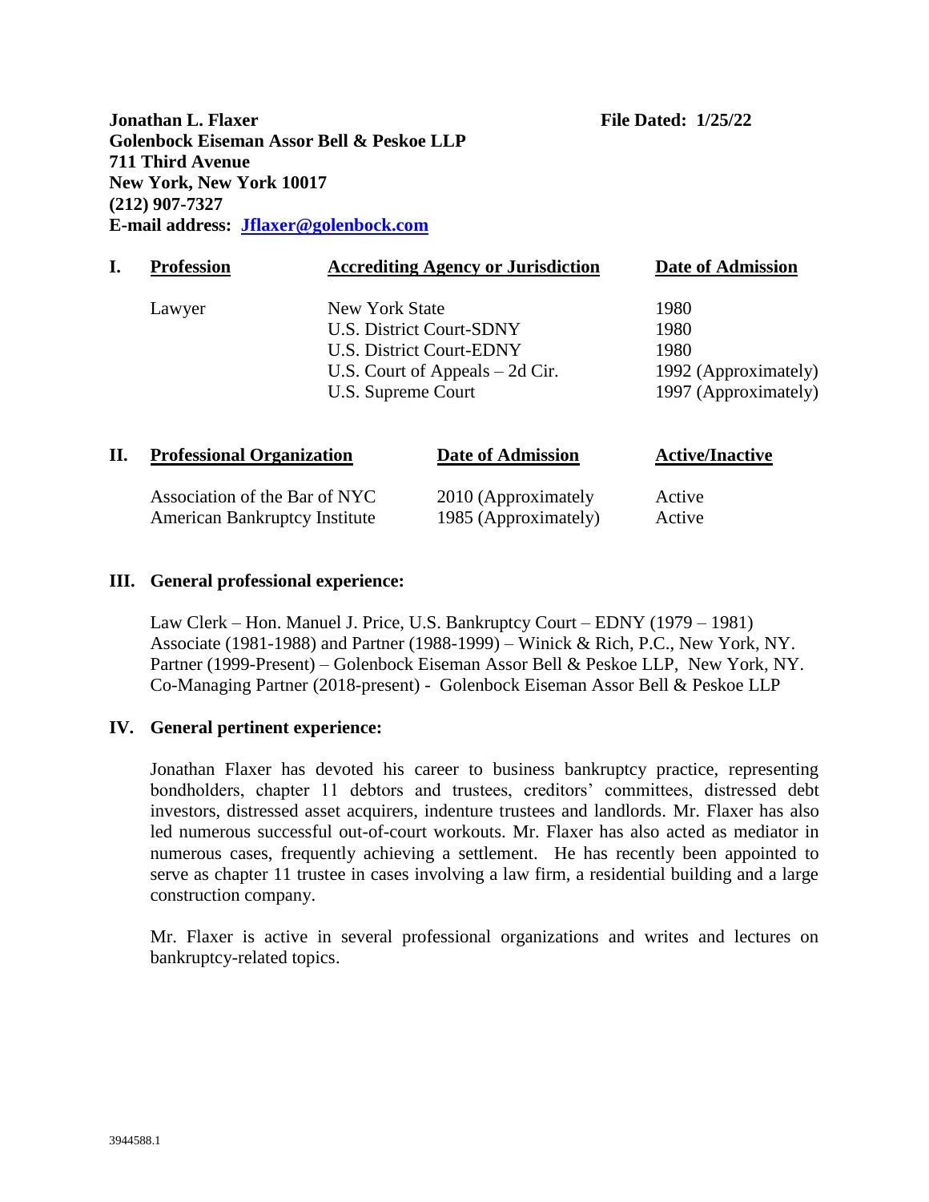**Jonathan L. Flaxer** **File Dated: 1/25/22**
**Golenbock Eiseman Assor Bell & Peskoe LLP**
**711 Third Avenue**
**New York, New York 10017**
**(212) 907-7327**
**E-mail address: Jflaxer@golenbock.com**

## I. Profession

| Profession | Accrediting Agency or Jurisdiction | Date of Admission |
|---|---|---|
| Lawyer | New York State | 1980 |
| | U.S. District Court-SDNY | 1980 |
| | U.S. District Court-EDNY | 1980 |
| | U.S. Court of Appeals – 2d Cir. | 1992 (Approximately) |
| | U.S. Supreme Court | 1997 (Approximately) |

## II. Professional Organization

| Professional Organization | Date of Admission | Active/Inactive |
|---|---|---|
| Association of the Bar of NYC | 2010 (Approximately | Active |
| American Bankruptcy Institute | 1985 (Approximately) | Active |

## III. General professional experience:

Law Clerk – Hon. Manuel J. Price, U.S. Bankruptcy Court – EDNY (1979 – 1981)
Associate (1981-1988) and Partner (1988-1999) – Winick & Rich, P.C., New York, NY.
Partner (1999-Present) – Golenbock Eiseman Assor Bell & Peskoe LLP, New York, NY.
Co-Managing Partner (2018-present) - Golenbock Eiseman Assor Bell & Peskoe LLP

## IV. General pertinent experience:

Jonathan Flaxer has devoted his career to business bankruptcy practice, representing bondholders, chapter 11 debtors and trustees, creditors' committees, distressed debt investors, distressed asset acquirers, indenture trustees and landlords. Mr. Flaxer has also led numerous successful out-of-court workouts. Mr. Flaxer has also acted as mediator in numerous cases, frequently achieving a settlement. He has recently been appointed to serve as chapter 11 trustee in cases involving a law firm, a residential building and a large construction company.

Mr. Flaxer is active in several professional organizations and writes and lectures on bankruptcy-related topics.

3944588.1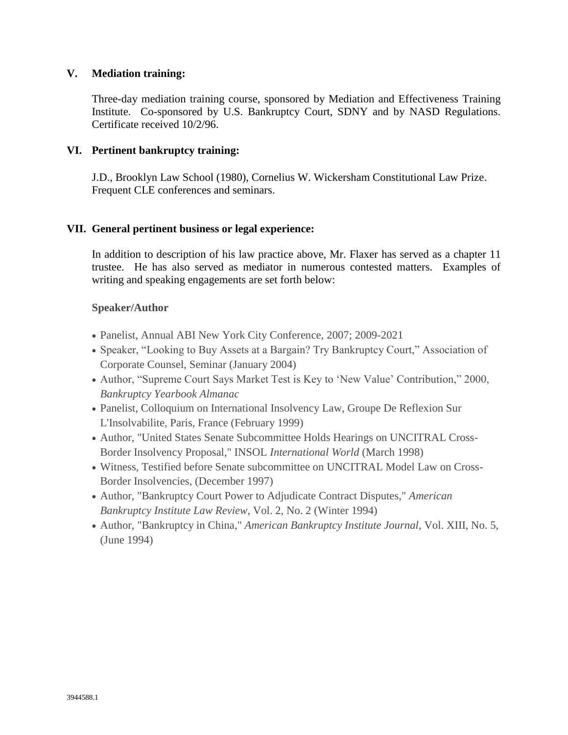## V. Mediation training:

Three-day mediation training course, sponsored by Mediation and Effectiveness Training Institute. Co-sponsored by U.S. Bankruptcy Court, SDNY and by NASD Regulations. Certificate received 10/2/96.

## VI. Pertinent bankruptcy training:

J.D., Brooklyn Law School (1980), Cornelius W. Wickersham Constitutional Law Prize. Frequent CLE conferences and seminars.

## VII. General pertinent business or legal experience:

In addition to description of his law practice above, Mr. Flaxer has served as a chapter 11 trustee. He has also served as mediator in numerous contested matters. Examples of writing and speaking engagements are set forth below:

**Speaker/Author**

- Panelist, Annual ABI New York City Conference, 2007; 2009-2021
- Speaker, "Looking to Buy Assets at a Bargain? Try Bankruptcy Court," Association of Corporate Counsel, Seminar (January 2004)
- Author, "Supreme Court Says Market Test is Key to 'New Value' Contribution," 2000, *Bankruptcy Yearbook Almanac*
- Panelist, Colloquium on International Insolvency Law, Groupe De Reflexion Sur L'Insolvabilite, Paris, France (February 1999)
- Author, "United States Senate Subcommittee Holds Hearings on UNCITRAL Cross-Border Insolvency Proposal," INSOL *International World* (March 1998)
- Witness, Testified before Senate subcommittee on UNCITRAL Model Law on Cross-Border Insolvencies, (December 1997)
- Author, "Bankruptcy Court Power to Adjudicate Contract Disputes," *American Bankruptcy Institute Law Review*, Vol. 2, No. 2 (Winter 1994)
- Author, "Bankruptcy in China," *American Bankruptcy Institute Journal*, Vol. XIII, No. 5, (June 1994)

3944588.1